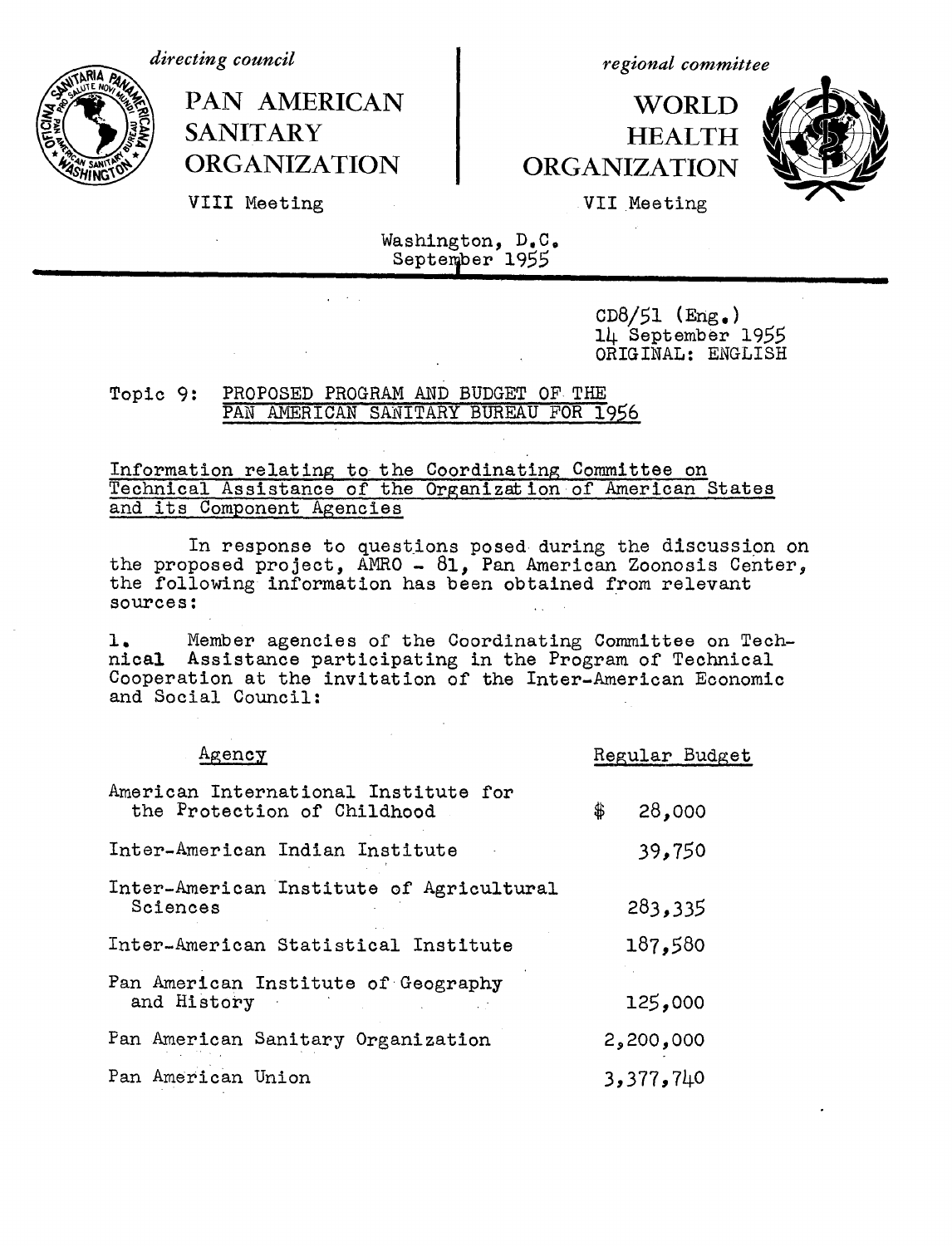*directing council*

**PAN AMERICAN SANITARY ORGANIZATION**

VIII Meeting

*regional committee*

**WORLD HEALTH ORGANIZATION**

VII Meeting

Washington, D.C.
September 1955

CD8/51 (Eng.)
14 September 1955
ORIGINAL: ENGLISH

Topic 9: PROPOSED PROGRAM AND BUDGET OF THE PAN AMERICAN SANITARY BUREAU FOR 1956

Information relating to the Coordinating Committee on Technical Assistance of the Organization of American States and its Component Agencies

In response to questions posed during the discussion on the proposed project, AMRO - 81, Pan American Zoonosis Center, the following information has been obtained from relevant sources:

1. Member agencies of the Coordinating Committee on Technical Assistance participating in the Program of Technical Cooperation at the invitation of the Inter-American Economic and Social Council:

| Agency | Regular Budget |
|---|---|
| American International Institute for the Protection of Childhood | $ 28,000 |
| Inter-American Indian Institute | 39,750 |
| Inter-American Institute of Agricultural Sciences | 283,335 |
| Inter-American Statistical Institute | 187,580 |
| Pan American Institute of Geography and History | 125,000 |
| Pan American Sanitary Organization | 2,200,000 |
| Pan American Union | 3,377,740 |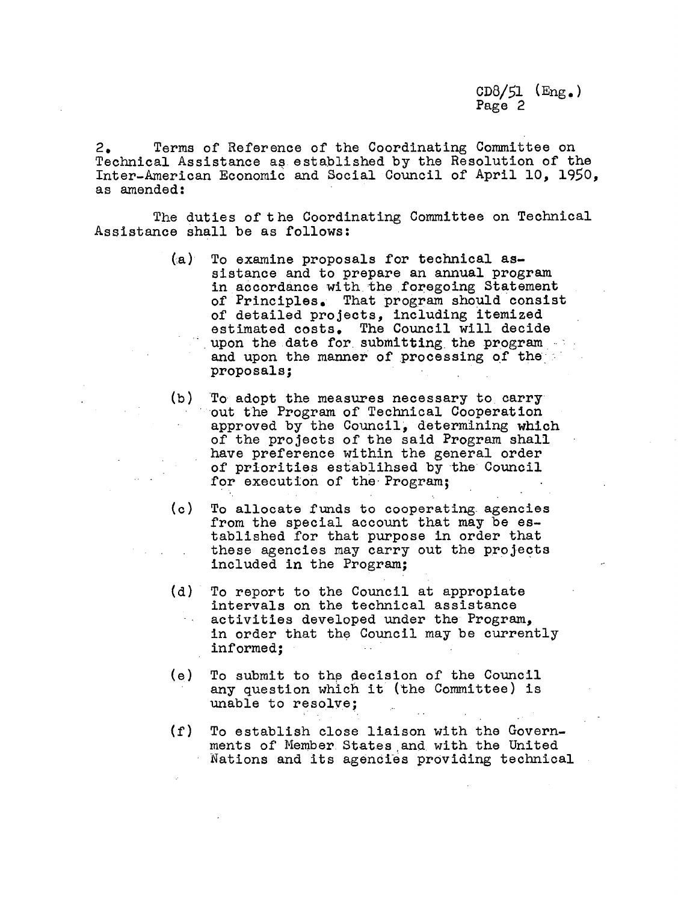2. Terms of Reference of the Coordinating Committee on Technical Assistance as established by the Resolution of the Inter-American Economic and Social Council of April 10, 1950, as amended:

The duties of the Coordinating Committee on Technical Assistance shall be as follows:

(a) To examine proposals for technical assistance and to prepare an annual program in accordance with the foregoing Statement of Principles. That program should consist of detailed projects, including itemized estimated costs. The Council will decide upon the date for submitting the program and upon the manner of processing of the proposals;

(b) To adopt the measures necessary to carry out the Program of Technical Cooperation approved by the Council, determining which of the projects of the said Program shall have preference within the general order of priorities establihsed by the Council for execution of the Program;

(c) To allocate funds to cooperating agencies from the special account that may be established for that purpose in order that these agencies may carry out the projects included in the Program;

(d) To report to the Council at appropiate intervals on the technical assistance activities developed under the Program, in order that the Council may be currently informed;

(e) To submit to the decision of the Council any question which it (the Committee) is unable to resolve;

(f) To establish close liaison with the Governments of Member States and with the United Nations and its agencies providing technical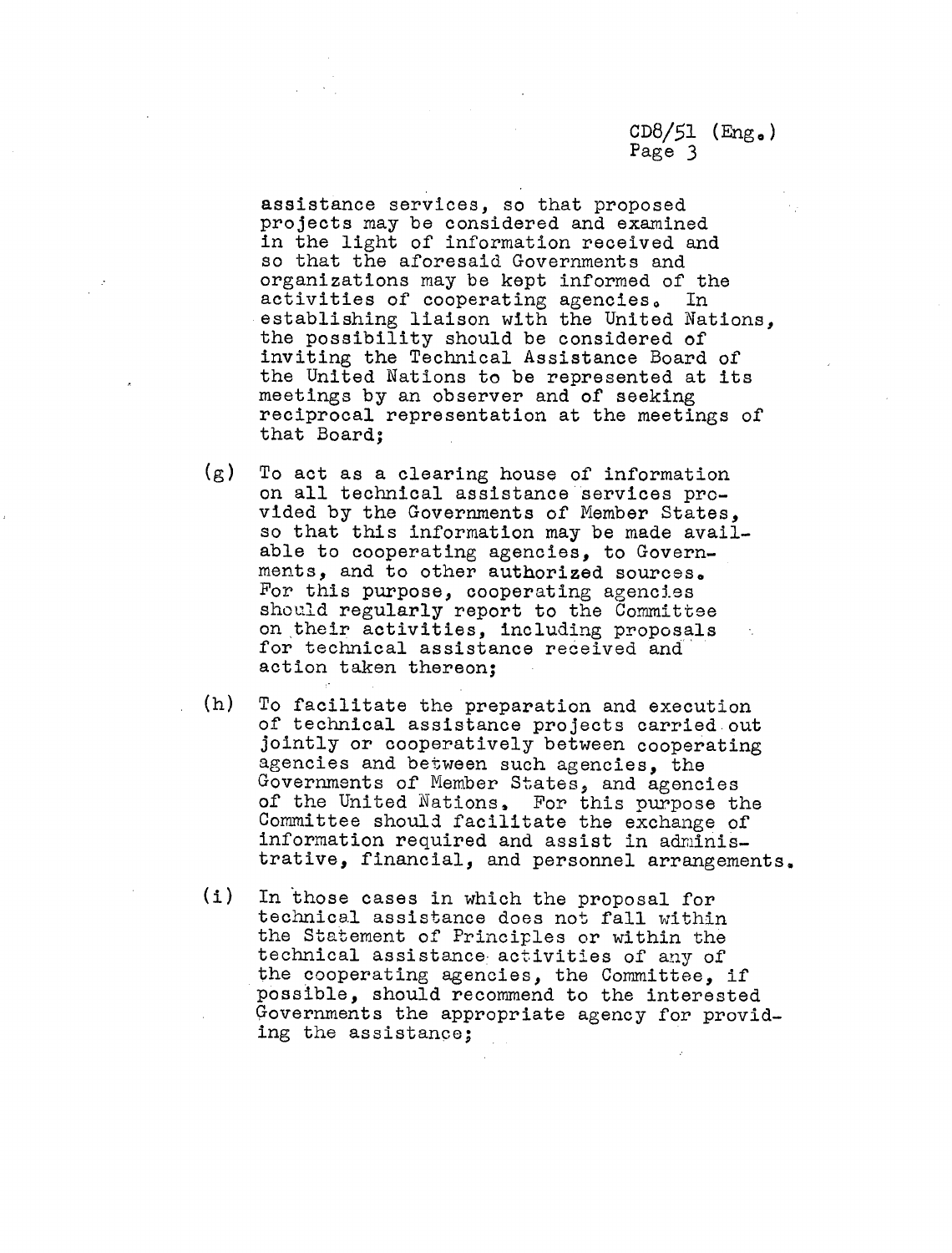assistance services, so that proposed projects may be considered and examined in the light of information received and so that the aforesaid Governments and organizations may be kept informed of the activities of cooperating agencies. In establishing liaison with the United Nations, the possibility should be considered of inviting the Technical Assistance Board of the United Nations to be represented at its meetings by an observer and of seeking reciprocal representation at the meetings of that Board;

(g) To act as a clearing house of information on all technical assistance services provided by the Governments of Member States, so that this information may be made available to cooperating agencies, to Governments, and to other authorized sources. For this purpose, cooperating agencies should regularly report to the Committee on their activities, including proposals for technical assistance received and action taken thereon;

(h) To facilitate the preparation and execution of technical assistance projects carried out jointly or cooperatively between cooperating agencies and between such agencies, the Governments of Member States, and agencies of the United Nations. For this purpose the Committee should facilitate the exchange of information required and assist in administrative, financial, and personnel arrangements.

(i) In those cases in which the proposal for technical assistance does not fall within the Statement of Principles or within the technical assistance activities of any of the cooperating agencies, the Committee, if possible, should recommend to the interested Governments the appropriate agency for providing the assistance;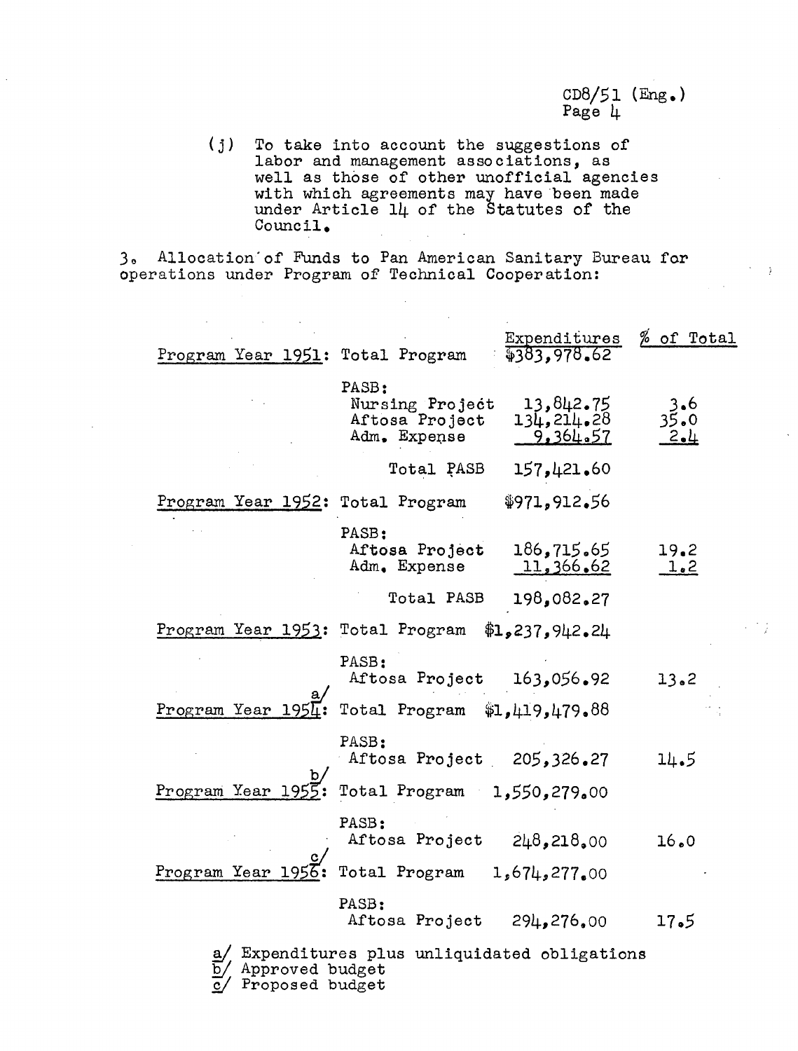(j) To take into account the suggestions of labor and management associations, as well as those of other unofficial agencies with which agreements may have been made under Article 14 of the Statutes of the Council.

3. Allocation of Funds to Pan American Sanitary Bureau for operations under Program of Technical Cooperation:

| | | Expenditures | % of Total |
|---|---|---|---|
| Program Year 1951: | Total Program | $383,978.62 | |
| | PASB: | | |
| | Nursing Project | 13,842.75 | 3.6 |
| | Aftosa Project | 134,214.28 | 35.0 |
| | Adm. Expense | 9,364.57 | 2.4 |
| | Total PASB | 157,421.60 | |
| Program Year 1952: | Total Program | $971,912.56 | |
| | PASB: | | |
| | Aftosa Project | 186,715.65 | 19.2 |
| | Adm. Expense | 11,366.62 | 1.2 |
| | Total PASB | 198,082.27 | |
| Program Year 1953: | Total Program | $1,237,942.24 | |
| | PASB: | | |
| | Aftosa Project | 163,056.92 | 13.2 |
| Program Year 1954[a]: | Total Program | $1,419,479.88 | |
| | PASB: | | |
| | Aftosa Project | 205,326.27 | 14.5 |
| Program Year 1955[b]: | Total Program | 1,550,279.00 | |
| | PASB: | | |
| | Aftosa Project | 248,218.00 | 16.0 |
| Program Year 1956[c]: | Total Program | 1,674,277.00 | |
| | PASB: | | |
| | Aftosa Project | 294,276.00 | 17.5 |

a/ Expenditures plus unliquidated obligations
b/ Approved budget
c/ Proposed budget